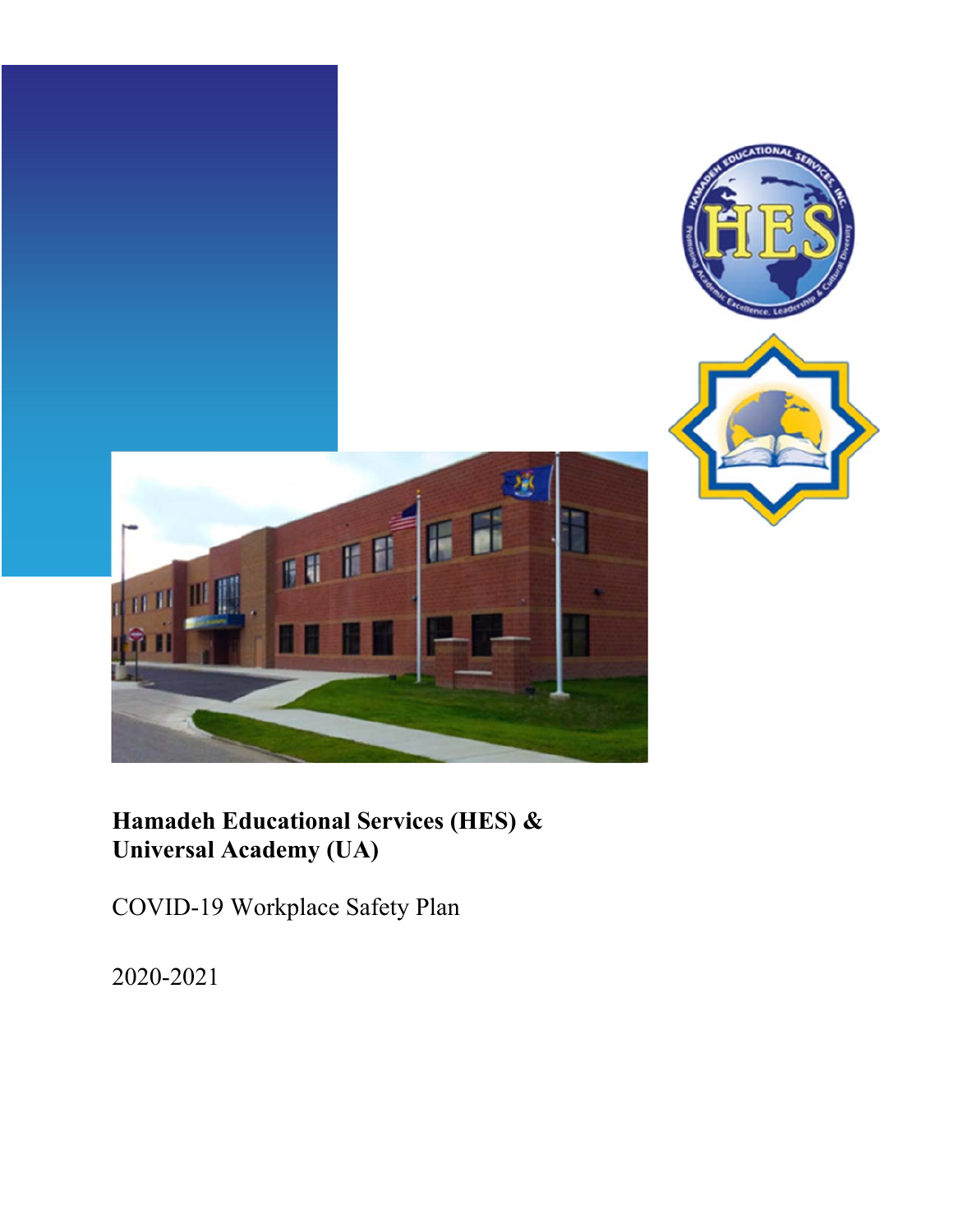# Hamadeh Educational Services (HES) & Universal Academy (UA)

COVID-19 Workplace Safety Plan

2020-2021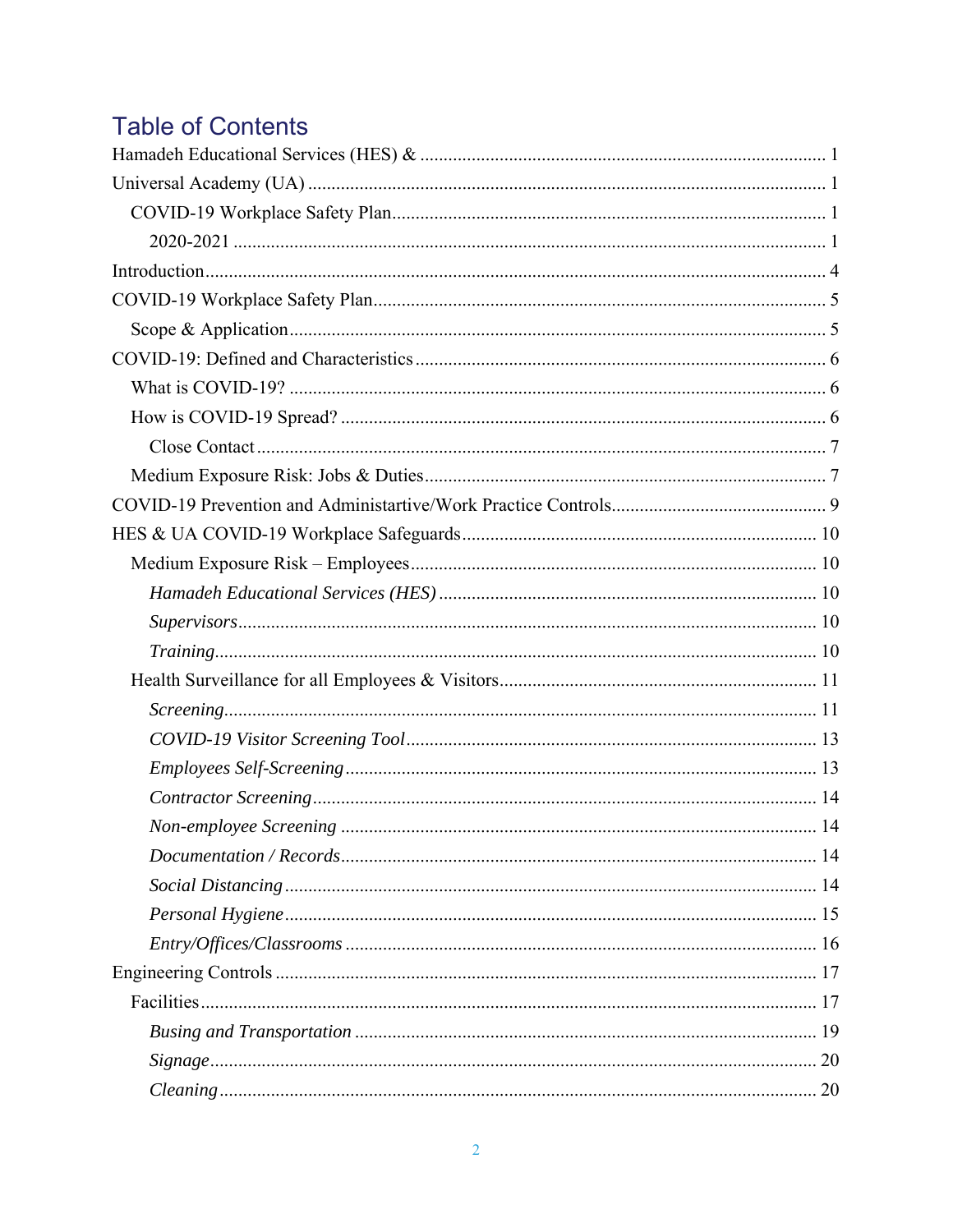# Table of Contents

Hamadeh Educational Services (HES) & ........................................................ 1

Universal Academy (UA) ........................................................ 1

- COVID-19 Workplace Safety Plan........................................................ 1
  - 2020-2021 ........................................................ 1

Introduction........................................................ 4

COVID-19 Workplace Safety Plan........................................................ 5

- Scope & Application........................................................ 5

COVID-19: Defined and Characteristics........................................................ 6

- What is COVID-19? ........................................................ 6
- How is COVID-19 Spread? ........................................................ 6
  - Close Contact........................................................ 7
- Medium Exposure Risk: Jobs & Duties........................................................ 7

COVID-19 Prevention and Administartive/Work Practice Controls........................................................ 9

HES & UA COVID-19 Workplace Safeguards........................................................ 10

- Medium Exposure Risk – Employees........................................................ 10
  - *Hamadeh Educational Services (HES)* ........................................................ 10
  - *Supervisors*........................................................ 10
  - *Training*........................................................ 10
- Health Surveillance for all Employees & Visitors........................................................ 11
  - *Screening*........................................................ 11
  - *COVID-19 Visitor Screening Tool*........................................................ 13
  - *Employees Self-Screening*........................................................ 13
  - *Contractor Screening*........................................................ 14
  - *Non-employee Screening* ........................................................ 14
  - *Documentation / Records*........................................................ 14
  - *Social Distancing*........................................................ 14
  - *Personal Hygiene*........................................................ 15
  - *Entry/Offices/Classrooms* ........................................................ 16

Engineering Controls ........................................................ 17

- Facilities........................................................ 17
  - *Busing and Transportation* ........................................................ 19
  - *Signage*........................................................ 20
  - *Cleaning*........................................................ 20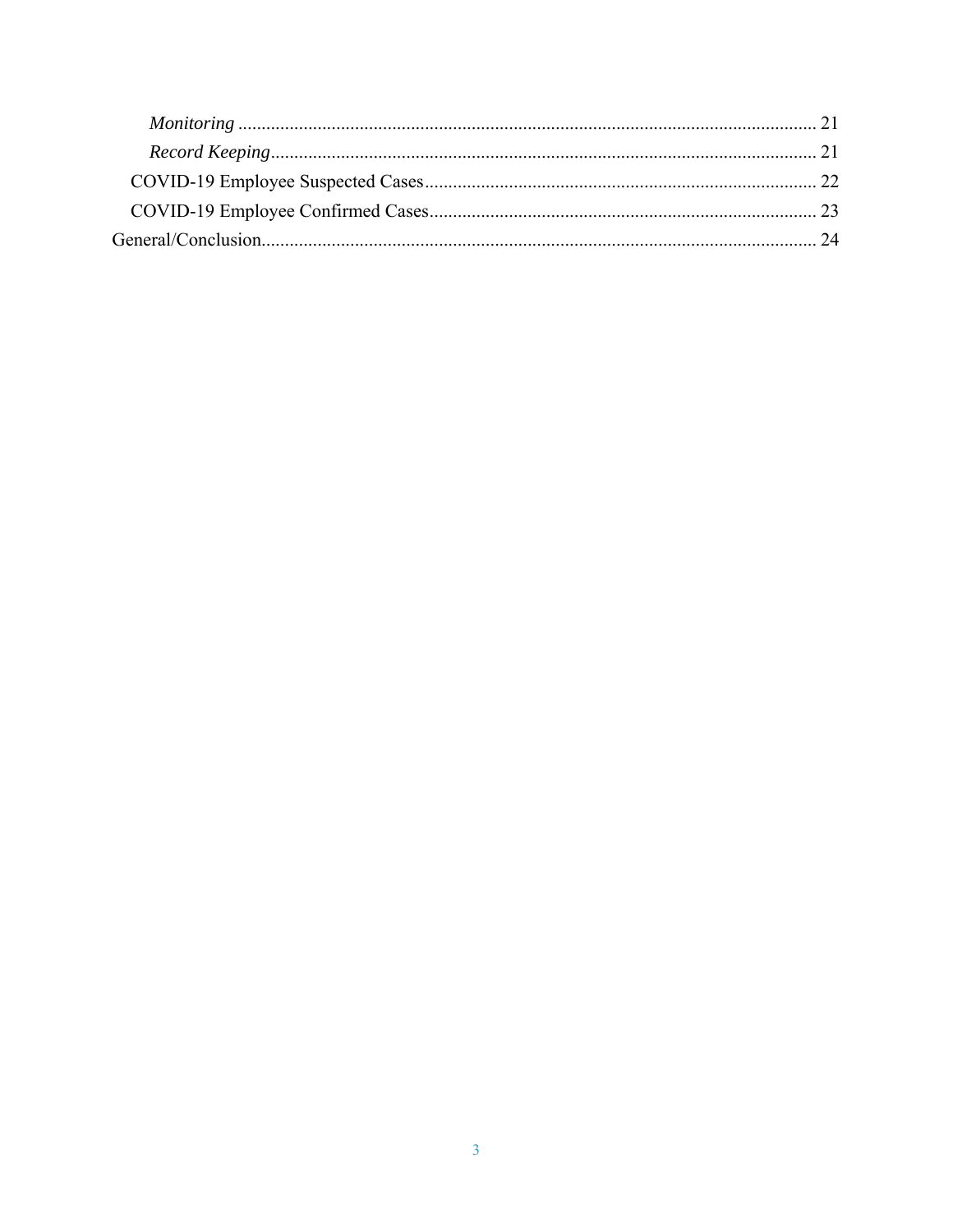*Monitoring* ........................................................................................................................... 21

*Record Keeping*..................................................................................................................... 21

COVID-19 Employee Suspected Cases.................................................................................... 22

COVID-19 Employee Confirmed Cases................................................................................... 23

General/Conclusion....................................................................................................................... 24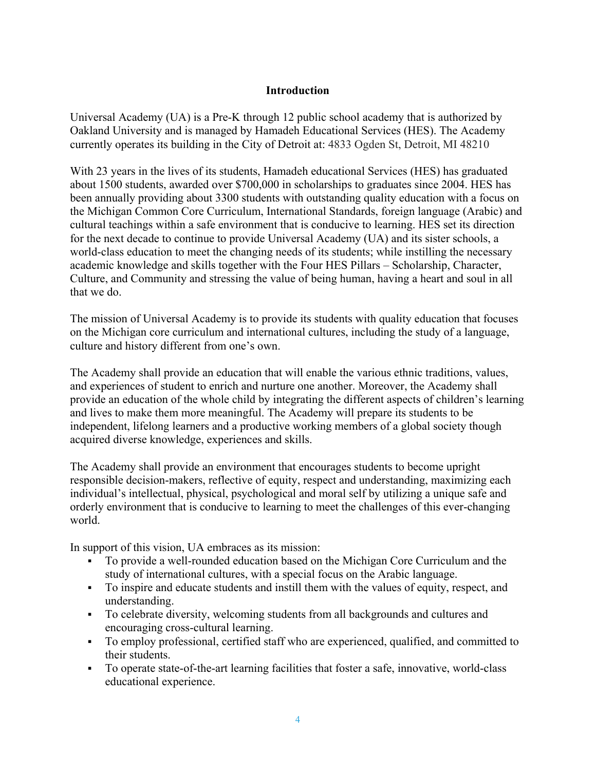## Introduction

Universal Academy (UA) is a Pre-K through 12 public school academy that is authorized by Oakland University and is managed by Hamadeh Educational Services (HES). The Academy currently operates its building in the City of Detroit at: 4833 Ogden St, Detroit, MI 48210

With 23 years in the lives of its students, Hamadeh educational Services (HES) has graduated about 1500 students, awarded over $700,000 in scholarships to graduates since 2004. HES has been annually providing about 3300 students with outstanding quality education with a focus on the Michigan Common Core Curriculum, International Standards, foreign language (Arabic) and cultural teachings within a safe environment that is conducive to learning. HES set its direction for the next decade to continue to provide Universal Academy (UA) and its sister schools, a world-class education to meet the changing needs of its students; while instilling the necessary academic knowledge and skills together with the Four HES Pillars – Scholarship, Character, Culture, and Community and stressing the value of being human, having a heart and soul in all that we do.

The mission of Universal Academy is to provide its students with quality education that focuses on the Michigan core curriculum and international cultures, including the study of a language, culture and history different from one's own.

The Academy shall provide an education that will enable the various ethnic traditions, values, and experiences of student to enrich and nurture one another. Moreover, the Academy shall provide an education of the whole child by integrating the different aspects of children's learning and lives to make them more meaningful. The Academy will prepare its students to be independent, lifelong learners and a productive working members of a global society though acquired diverse knowledge, experiences and skills.

The Academy shall provide an environment that encourages students to become upright responsible decision-makers, reflective of equity, respect and understanding, maximizing each individual's intellectual, physical, psychological and moral self by utilizing a unique safe and orderly environment that is conducive to learning to meet the challenges of this ever-changing world.

In support of this vision, UA embraces as its mission:

- To provide a well-rounded education based on the Michigan Core Curriculum and the study of international cultures, with a special focus on the Arabic language.
- To inspire and educate students and instill them with the values of equity, respect, and understanding.
- To celebrate diversity, welcoming students from all backgrounds and cultures and encouraging cross-cultural learning.
- To employ professional, certified staff who are experienced, qualified, and committed to their students.
- To operate state-of-the-art learning facilities that foster a safe, innovative, world-class educational experience.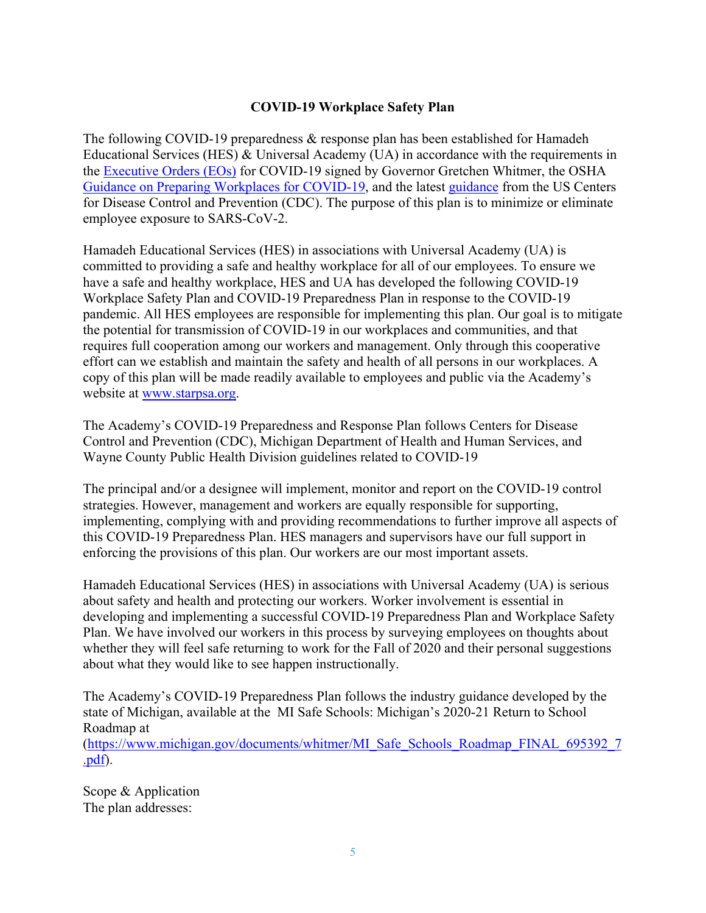## COVID-19 Workplace Safety Plan

The following COVID-19 preparedness & response plan has been established for Hamadeh Educational Services (HES) & Universal Academy (UA) in accordance with the requirements in the [Executive Orders (EOs)]() for COVID-19 signed by Governor Gretchen Whitmer, the OSHA [Guidance on Preparing Workplaces for COVID-19](), and the latest [guidance]() from the US Centers for Disease Control and Prevention (CDC). The purpose of this plan is to minimize or eliminate employee exposure to SARS-CoV-2.

Hamadeh Educational Services (HES) in associations with Universal Academy (UA) is committed to providing a safe and healthy workplace for all of our employees. To ensure we have a safe and healthy workplace, HES and UA has developed the following COVID-19 Workplace Safety Plan and COVID-19 Preparedness Plan in response to the COVID-19 pandemic. All HES employees are responsible for implementing this plan. Our goal is to mitigate the potential for transmission of COVID-19 in our workplaces and communities, and that requires full cooperation among our workers and management. Only through this cooperative effort can we establish and maintain the safety and health of all persons in our workplaces. A copy of this plan will be made readily available to employees and public via the Academy's website at [www.starpsa.org](www.starpsa.org).

The Academy's COVID-19 Preparedness and Response Plan follows Centers for Disease Control and Prevention (CDC), Michigan Department of Health and Human Services, and Wayne County Public Health Division guidelines related to COVID-19

The principal and/or a designee will implement, monitor and report on the COVID-19 control strategies. However, management and workers are equally responsible for supporting, implementing, complying with and providing recommendations to further improve all aspects of this COVID-19 Preparedness Plan. HES managers and supervisors have our full support in enforcing the provisions of this plan. Our workers are our most important assets.

Hamadeh Educational Services (HES) in associations with Universal Academy (UA) is serious about safety and health and protecting our workers. Worker involvement is essential in developing and implementing a successful COVID-19 Preparedness Plan and Workplace Safety Plan. We have involved our workers in this process by surveying employees on thoughts about whether they will feel safe returning to work for the Fall of 2020 and their personal suggestions about what they would like to see happen instructionally.

The Academy's COVID-19 Preparedness Plan follows the industry guidance developed by the state of Michigan, available at the MI Safe Schools: Michigan's 2020-21 Return to School Roadmap at ([https://www.michigan.gov/documents/whitmer/MI_Safe_Schools_Roadmap_FINAL_695392_7.pdf](https://www.michigan.gov/documents/whitmer/MI_Safe_Schools_Roadmap_FINAL_695392_7.pdf)).

Scope & Application

The plan addresses: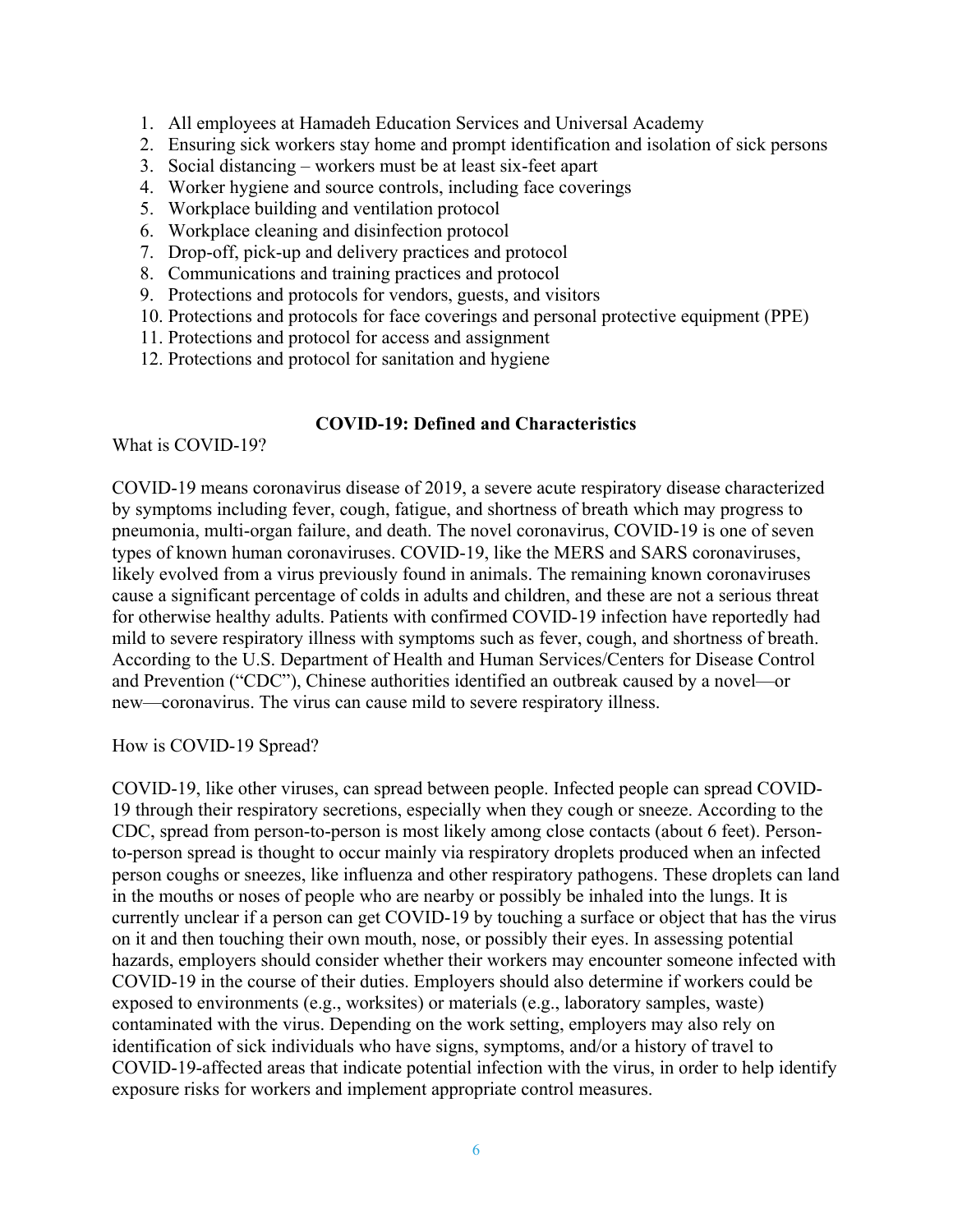1. All employees at Hamadeh Education Services and Universal Academy
2. Ensuring sick workers stay home and prompt identification and isolation of sick persons
3. Social distancing – workers must be at least six-feet apart
4. Worker hygiene and source controls, including face coverings
5. Workplace building and ventilation protocol
6. Workplace cleaning and disinfection protocol
7. Drop-off, pick-up and delivery practices and protocol
8. Communications and training practices and protocol
9. Protections and protocols for vendors, guests, and visitors
10. Protections and protocols for face coverings and personal protective equipment (PPE)
11. Protections and protocol for access and assignment
12. Protections and protocol for sanitation and hygiene

## COVID-19: Defined and Characteristics

What is COVID-19?

COVID-19 means coronavirus disease of 2019, a severe acute respiratory disease characterized by symptoms including fever, cough, fatigue, and shortness of breath which may progress to pneumonia, multi-organ failure, and death. The novel coronavirus, COVID-19 is one of seven types of known human coronaviruses. COVID-19, like the MERS and SARS coronaviruses, likely evolved from a virus previously found in animals. The remaining known coronaviruses cause a significant percentage of colds in adults and children, and these are not a serious threat for otherwise healthy adults. Patients with confirmed COVID-19 infection have reportedly had mild to severe respiratory illness with symptoms such as fever, cough, and shortness of breath. According to the U.S. Department of Health and Human Services/Centers for Disease Control and Prevention ("CDC"), Chinese authorities identified an outbreak caused by a novel—or new—coronavirus. The virus can cause mild to severe respiratory illness.

How is COVID-19 Spread?

COVID-19, like other viruses, can spread between people. Infected people can spread COVID-19 through their respiratory secretions, especially when they cough or sneeze. According to the CDC, spread from person-to-person is most likely among close contacts (about 6 feet). Person-to-person spread is thought to occur mainly via respiratory droplets produced when an infected person coughs or sneezes, like influenza and other respiratory pathogens. These droplets can land in the mouths or noses of people who are nearby or possibly be inhaled into the lungs. It is currently unclear if a person can get COVID-19 by touching a surface or object that has the virus on it and then touching their own mouth, nose, or possibly their eyes. In assessing potential hazards, employers should consider whether their workers may encounter someone infected with COVID-19 in the course of their duties. Employers should also determine if workers could be exposed to environments (e.g., worksites) or materials (e.g., laboratory samples, waste) contaminated with the virus. Depending on the work setting, employers may also rely on identification of sick individuals who have signs, symptoms, and/or a history of travel to COVID-19-affected areas that indicate potential infection with the virus, in order to help identify exposure risks for workers and implement appropriate control measures.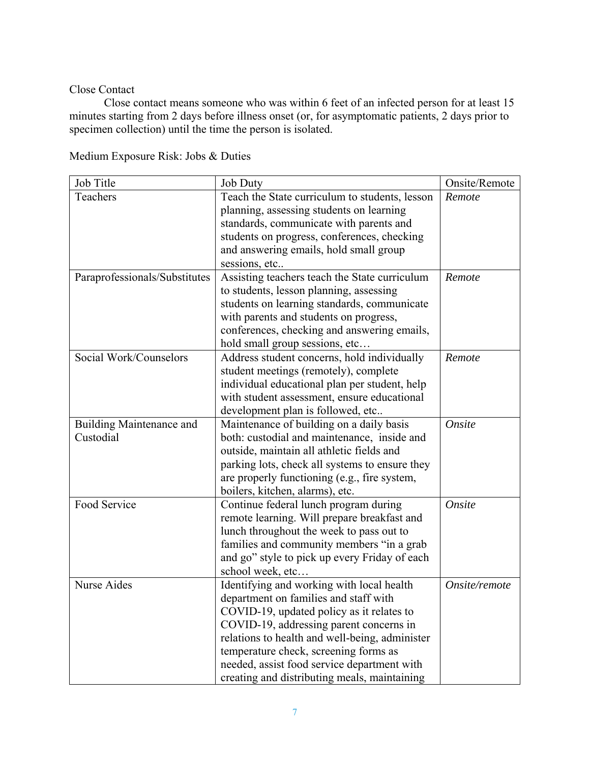Close Contact

Close contact means someone who was within 6 feet of an infected person for at least 15 minutes starting from 2 days before illness onset (or, for asymptomatic patients, 2 days prior to specimen collection) until the time the person is isolated.

Medium Exposure Risk: Jobs & Duties

| Job Title | Job Duty | Onsite/Remote |
|---|---|---|
| Teachers | Teach the State curriculum to students, lesson planning, assessing students on learning standards, communicate with parents and students on progress, conferences, checking and answering emails, hold small group sessions, etc.. | *Remote* |
| Paraprofessionals/Substitutes | Assisting teachers teach the State curriculum to students, lesson planning, assessing students on learning standards, communicate with parents and students on progress, conferences, checking and answering emails, hold small group sessions, etc… | *Remote* |
| Social Work/Counselors | Address student concerns, hold individually student meetings (remotely), complete individual educational plan per student, help with student assessment, ensure educational development plan is followed, etc.. | *Remote* |
| Building Maintenance and Custodial | Maintenance of building on a daily basis both: custodial and maintenance, inside and outside, maintain all athletic fields and parking lots, check all systems to ensure they are properly functioning (e.g., fire system, boilers, kitchen, alarms), etc. | *Onsite* |
| Food Service | Continue federal lunch program during remote learning. Will prepare breakfast and lunch throughout the week to pass out to families and community members "in a grab and go" style to pick up every Friday of each school week, etc… | *Onsite* |
| Nurse Aides | Identifying and working with local health department on families and staff with COVID-19, updated policy as it relates to COVID-19, addressing parent concerns in relations to health and well-being, administer temperature check, screening forms as needed, assist food service department with creating and distributing meals, maintaining | *Onsite/remote* |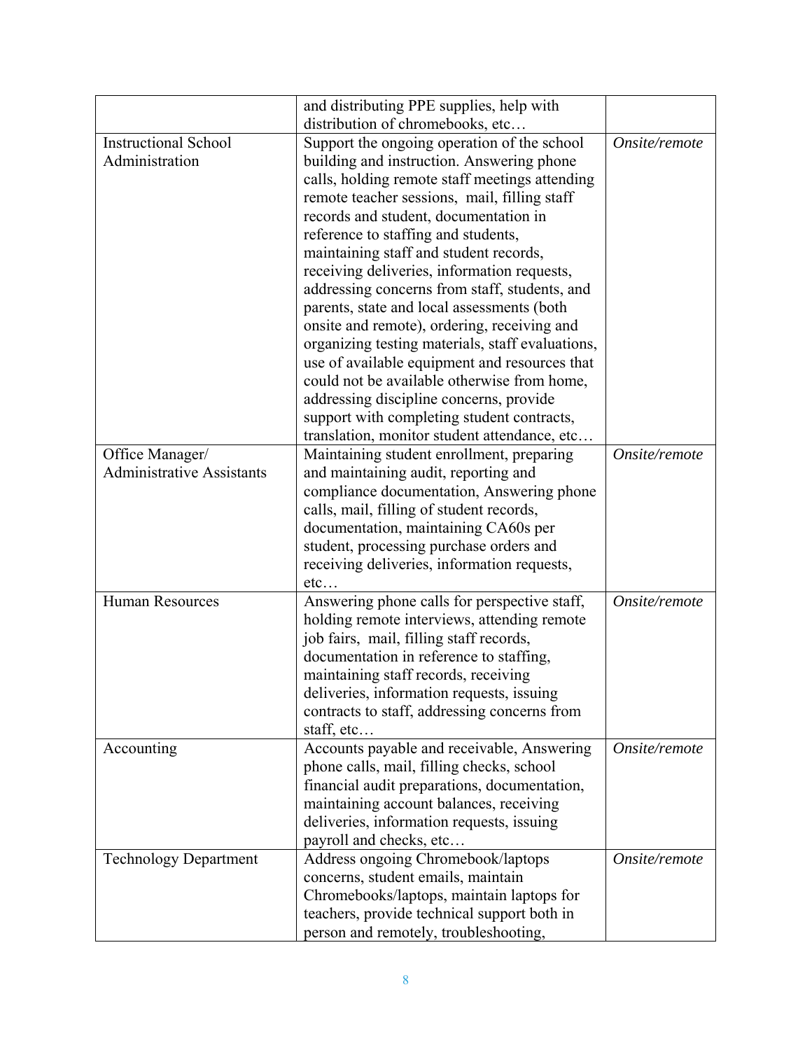| | | |
|---|---|---|
| | and distributing PPE supplies, help with distribution of chromebooks, etc… | |
| Instructional School Administration | Support the ongoing operation of the school building and instruction. Answering phone calls, holding remote staff meetings attending remote teacher sessions, mail, filling staff records and student, documentation in reference to staffing and students, maintaining staff and student records, receiving deliveries, information requests, addressing concerns from staff, students, and parents, state and local assessments (both onsite and remote), ordering, receiving and organizing testing materials, staff evaluations, use of available equipment and resources that could not be available otherwise from home, addressing discipline concerns, provide support with completing student contracts, translation, monitor student attendance, etc… | *Onsite/remote* |
| Office Manager/ Administrative Assistants | Maintaining student enrollment, preparing and maintaining audit, reporting and compliance documentation, Answering phone calls, mail, filling of student records, documentation, maintaining CA60s per student, processing purchase orders and receiving deliveries, information requests, etc… | *Onsite/remote* |
| Human Resources | Answering phone calls for perspective staff, holding remote interviews, attending remote job fairs, mail, filling staff records, documentation in reference to staffing, maintaining staff records, receiving deliveries, information requests, issuing contracts to staff, addressing concerns from staff, etc… | *Onsite/remote* |
| Accounting | Accounts payable and receivable, Answering phone calls, mail, filling checks, school financial audit preparations, documentation, maintaining account balances, receiving deliveries, information requests, issuing payroll and checks, etc… | *Onsite/remote* |
| Technology Department | Address ongoing Chromebook/laptops concerns, student emails, maintain Chromebooks/laptops, maintain laptops for teachers, provide technical support both in person and remotely, troubleshooting, | *Onsite/remote* |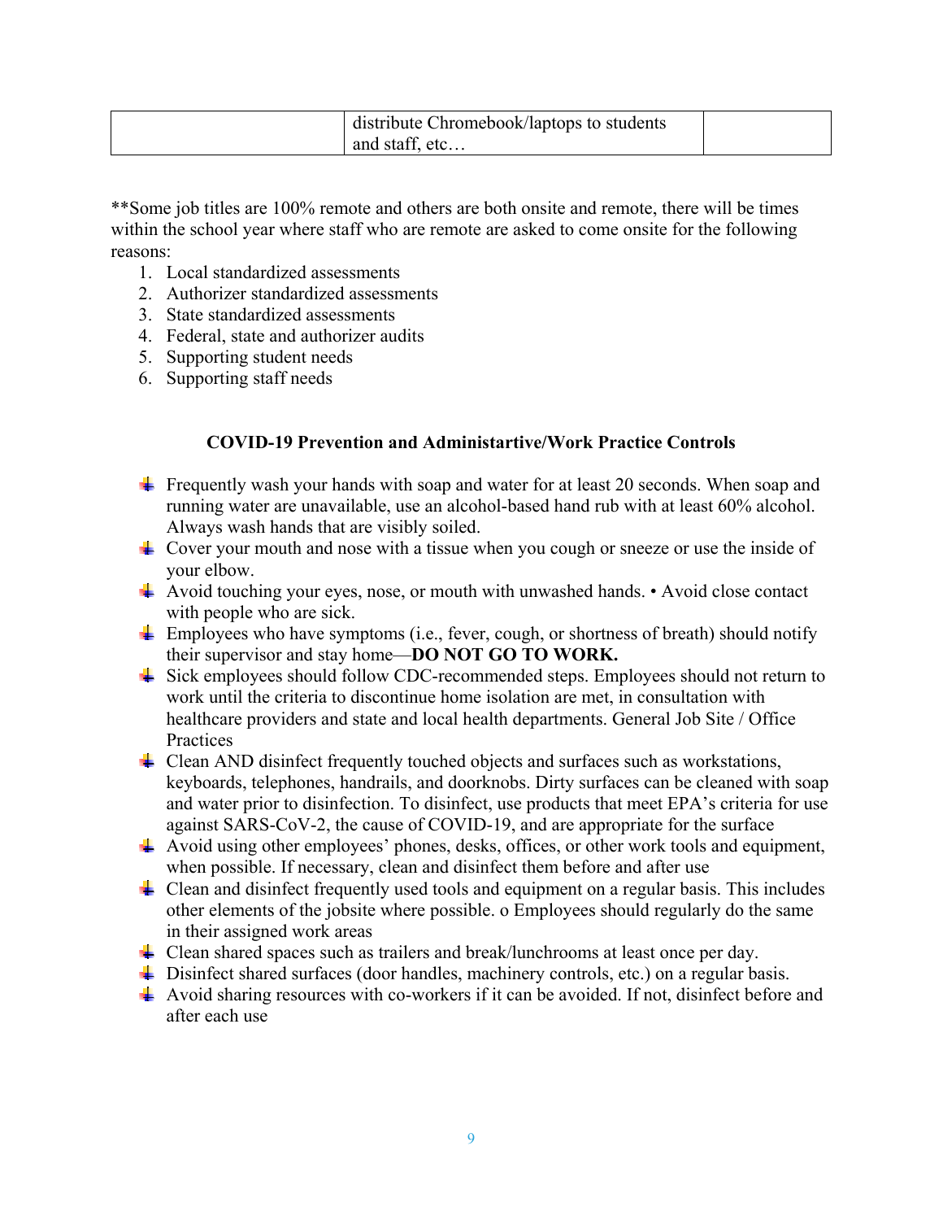| | distribute Chromebook/laptops to students and staff, etc… | |
|---|---|---|

**Some job titles are 100% remote and others are both onsite and remote, there will be times within the school year where staff who are remote are asked to come onsite for the following reasons:

1. Local standardized assessments
2. Authorizer standardized assessments
3. State standardized assessments
4. Federal, state and authorizer audits
5. Supporting student needs
6. Supporting staff needs

### COVID-19 Prevention and Administartive/Work Practice Controls

- Frequently wash your hands with soap and water for at least 20 seconds. When soap and running water are unavailable, use an alcohol-based hand rub with at least 60% alcohol. Always wash hands that are visibly soiled.
- Cover your mouth and nose with a tissue when you cough or sneeze or use the inside of your elbow.
- Avoid touching your eyes, nose, or mouth with unwashed hands. • Avoid close contact with people who are sick.
- Employees who have symptoms (i.e., fever, cough, or shortness of breath) should notify their supervisor and stay home—**DO NOT GO TO WORK.**
- Sick employees should follow CDC-recommended steps. Employees should not return to work until the criteria to discontinue home isolation are met, in consultation with healthcare providers and state and local health departments. General Job Site / Office Practices
- Clean AND disinfect frequently touched objects and surfaces such as workstations, keyboards, telephones, handrails, and doorknobs. Dirty surfaces can be cleaned with soap and water prior to disinfection. To disinfect, use products that meet EPA's criteria for use against SARS-CoV-2, the cause of COVID-19, and are appropriate for the surface
- Avoid using other employees' phones, desks, offices, or other work tools and equipment, when possible. If necessary, clean and disinfect them before and after use
- Clean and disinfect frequently used tools and equipment on a regular basis. This includes other elements of the jobsite where possible. o Employees should regularly do the same in their assigned work areas
- Clean shared spaces such as trailers and break/lunchrooms at least once per day.
- Disinfect shared surfaces (door handles, machinery controls, etc.) on a regular basis.
- Avoid sharing resources with co-workers if it can be avoided. If not, disinfect before and after each use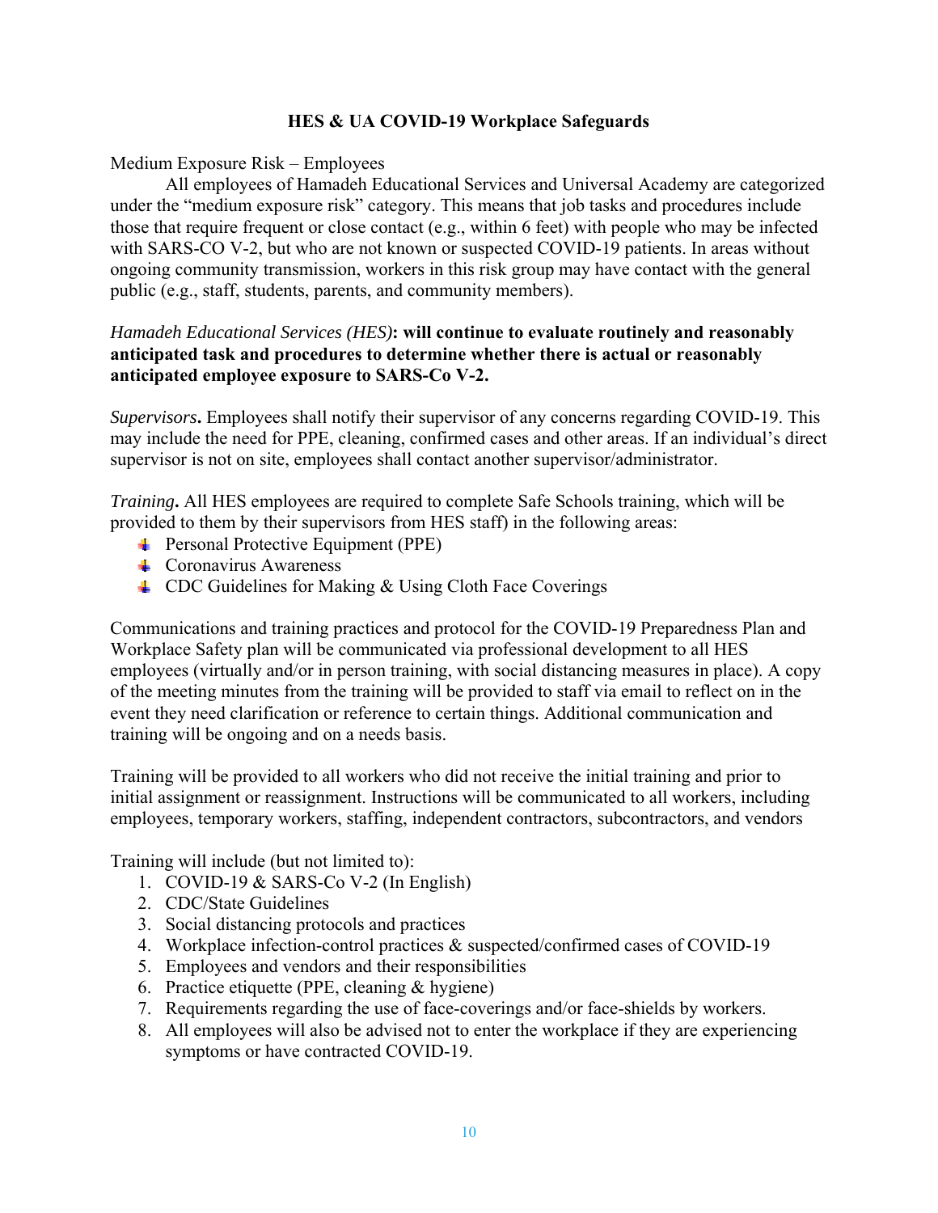## HES & UA COVID-19 Workplace Safeguards

Medium Exposure Risk – Employees

All employees of Hamadeh Educational Services and Universal Academy are categorized under the "medium exposure risk" category. This means that job tasks and procedures include those that require frequent or close contact (e.g., within 6 feet) with people who may be infected with SARS-CO V-2, but who are not known or suspected COVID-19 patients. In areas without ongoing community transmission, workers in this risk group may have contact with the general public (e.g., staff, students, parents, and community members).

*Hamadeh Educational Services (HES)***: will continue to evaluate routinely and reasonably anticipated task and procedures to determine whether there is actual or reasonably anticipated employee exposure to SARS-Co V-2.**

***Supervisors*.** Employees shall notify their supervisor of any concerns regarding COVID-19. This may include the need for PPE, cleaning, confirmed cases and other areas. If an individual's direct supervisor is not on site, employees shall contact another supervisor/administrator.

***Training*.** All HES employees are required to complete Safe Schools training, which will be provided to them by their supervisors from HES staff) in the following areas:

- Personal Protective Equipment (PPE)
- Coronavirus Awareness
- CDC Guidelines for Making & Using Cloth Face Coverings

Communications and training practices and protocol for the COVID-19 Preparedness Plan and Workplace Safety plan will be communicated via professional development to all HES employees (virtually and/or in person training, with social distancing measures in place). A copy of the meeting minutes from the training will be provided to staff via email to reflect on in the event they need clarification or reference to certain things. Additional communication and training will be ongoing and on a needs basis.

Training will be provided to all workers who did not receive the initial training and prior to initial assignment or reassignment. Instructions will be communicated to all workers, including employees, temporary workers, staffing, independent contractors, subcontractors, and vendors

Training will include (but not limited to):

1. COVID-19 & SARS-Co V-2 (In English)
2. CDC/State Guidelines
3. Social distancing protocols and practices
4. Workplace infection-control practices & suspected/confirmed cases of COVID-19
5. Employees and vendors and their responsibilities
6. Practice etiquette (PPE, cleaning & hygiene)
7. Requirements regarding the use of face-coverings and/or face-shields by workers.
8. All employees will also be advised not to enter the workplace if they are experiencing symptoms or have contracted COVID-19.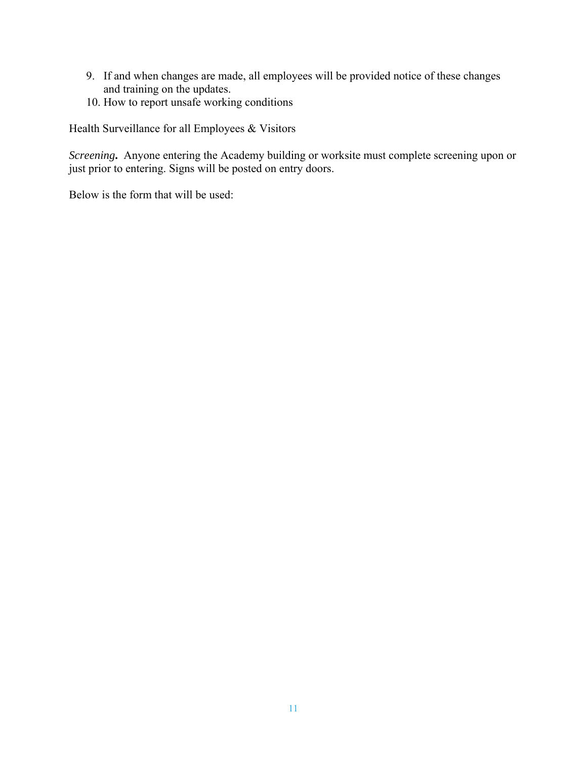9. If and when changes are made, all employees will be provided notice of these changes and training on the updates.
10. How to report unsafe working conditions

Health Surveillance for all Employees & Visitors

*Screening***.** Anyone entering the Academy building or worksite must complete screening upon or just prior to entering. Signs will be posted on entry doors.

Below is the form that will be used: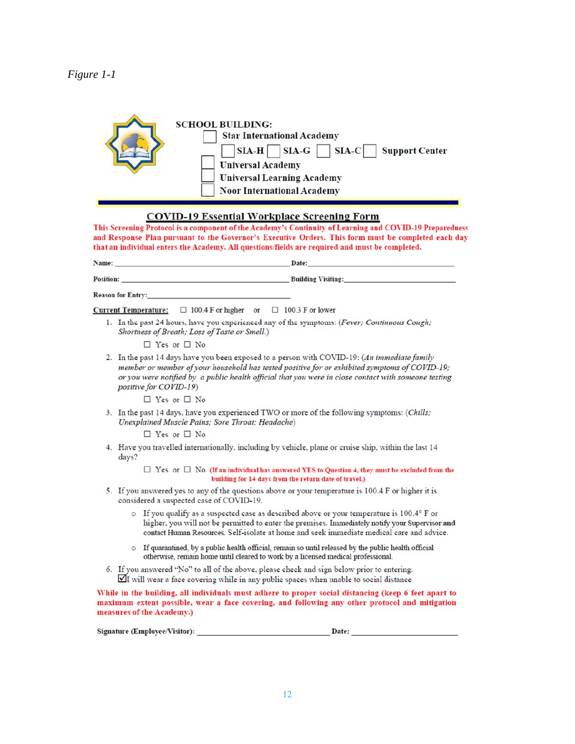*Figure 1-1*

**SCHOOL BUILDING:**

☐ Star International Academy

☐ SIA-H ☐ SIA-G ☐ SIA-C ☐ Support Center

☐ Universal Academy

☐ Universal Learning Academy

☐ Noor International Academy

## COVID-19 Essential Workplace Screening Form

**This Screening Protocol is a component of the Academy's Continuity of Learning and COVID-19 Preparedness and Response Plan pursuant to the Governor's Executive Orders. This form must be completed each day that an individual enters the Academy. All questions/fields are required and must be completed.**

**Name:** ______________________________ **Date:** ______________________________

**Position:** ______________________________ **Building Visiting:** ______________________________

**Reason for Entry:** ______________________________

**Current Temperature:** ☐ 100.4 F or higher or ☐ 100.3 F or lower

1. In the past 24 hours, have you experienced any of the symptoms: (*Fever; Continuous Cough; Shortness of Breath; Loss of Taste or Smell.*)

   ☐ Yes or ☐ No

2. In the past 14 days have you been exposed to a person with COVID-19: (*An immediate family member or member of your household has tested positive for or exhibited symptoms of COVID-19; or you were notified by a public health official that you were in close contact with someone testing positive for COVID-19*)

   ☐ Yes or ☐ No

3. In the past 14 days, have you experienced TWO or more of the following symptoms: (*Chills; Unexplained Muscle Pains; Sore Throat; Headache*)

   ☐ Yes or ☐ No

4. Have you travelled internationally, including by vehicle, plane or cruise ship, within the last 14 days?

   ☐ Yes or ☐ No **(If an individual has answered YES to Question 4, they must be excluded from the building for 14 days from the return date of travel.)**

5. If you answered yes to any of the questions above or your temperature is 100.4 F or higher it is considered a suspected case of COVID-19.
   - If you qualify as a suspected case as described above or your temperature is 100.4° F or higher, you will not be permitted to enter the premises. Immediately notify your Supervisor and contact Human Resources. Self-isolate at home and seek immediate medical care and advice.
   - If quarantined, by a public health official, remain so until released by the public health official otherwise, remain home until cleared to work by a licensed medical professional.

6. If you answered "No" to all of the above, please check and sign below prior to entering.

   ☑ I will wear a face covering while in any public spaces when unable to social distance

**While in the building, all individuals must adhere to proper social distancing (keep 6 feet apart to maximum extent possible, wear a face covering, and following any other protocol and mitigation measures of the Academy.)**

**Signature (Employee/Visitor):** ______________________________ **Date:** ______________________________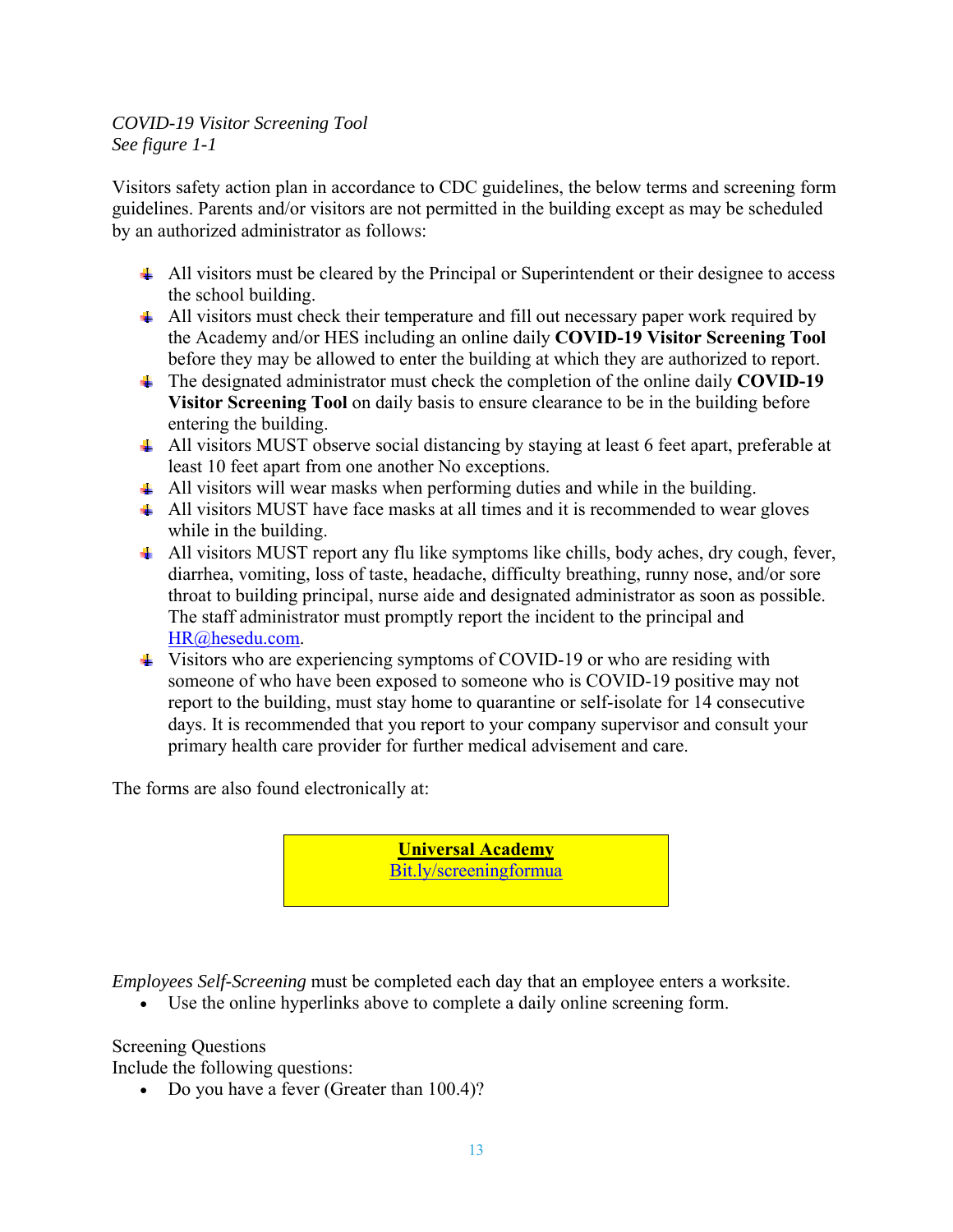*COVID-19 Visitor Screening Tool*
*See figure 1-1*

Visitors safety action plan in accordance to CDC guidelines, the below terms and screening form guidelines. Parents and/or visitors are not permitted in the building except as may be scheduled by an authorized administrator as follows:

- All visitors must be cleared by the Principal or Superintendent or their designee to access the school building.
- All visitors must check their temperature and fill out necessary paper work required by the Academy and/or HES including an online daily **COVID-19 Visitor Screening Tool** before they may be allowed to enter the building at which they are authorized to report.
- The designated administrator must check the completion of the online daily **COVID-19 Visitor Screening Tool** on daily basis to ensure clearance to be in the building before entering the building.
- All visitors MUST observe social distancing by staying at least 6 feet apart, preferable at least 10 feet apart from one another No exceptions.
- All visitors will wear masks when performing duties and while in the building.
- All visitors MUST have face masks at all times and it is recommended to wear gloves while in the building.
- All visitors MUST report any flu like symptoms like chills, body aches, dry cough, fever, diarrhea, vomiting, loss of taste, headache, difficulty breathing, runny nose, and/or sore throat to building principal, nurse aide and designated administrator as soon as possible. The staff administrator must promptly report the incident to the principal and HR@hesedu.com.
- Visitors who are experiencing symptoms of COVID-19 or who are residing with someone of who have been exposed to someone who is COVID-19 positive may not report to the building, must stay home to quarantine or self-isolate for 14 consecutive days. It is recommended that you report to your company supervisor and consult your primary health care provider for further medical advisement and care.

The forms are also found electronically at:

**Universal Academy**
Bit.ly/screeningformua

*Employees Self-Screening* must be completed each day that an employee enters a worksite.

- Use the online hyperlinks above to complete a daily online screening form.

Screening Questions
Include the following questions:

- Do you have a fever (Greater than 100.4)?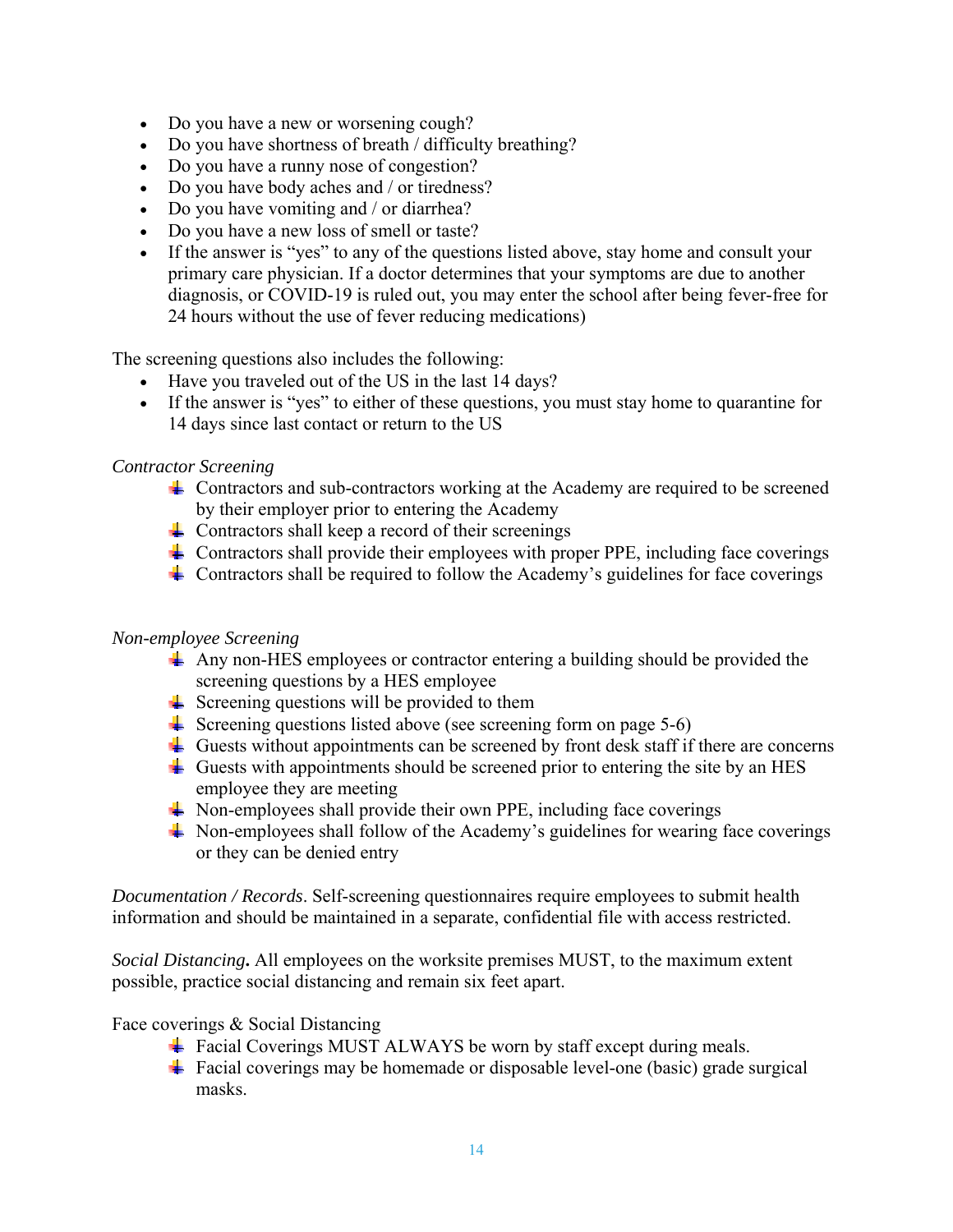- Do you have a new or worsening cough?
- Do you have shortness of breath / difficulty breathing?
- Do you have a runny nose of congestion?
- Do you have body aches and / or tiredness?
- Do you have vomiting and / or diarrhea?
- Do you have a new loss of smell or taste?
- If the answer is “yes” to any of the questions listed above, stay home and consult your primary care physician. If a doctor determines that your symptoms are due to another diagnosis, or COVID-19 is ruled out, you may enter the school after being fever-free for 24 hours without the use of fever reducing medications)

The screening questions also includes the following:

- Have you traveled out of the US in the last 14 days?
- If the answer is “yes” to either of these questions, you must stay home to quarantine for 14 days since last contact or return to the US

*Contractor Screening*

- Contractors and sub-contractors working at the Academy are required to be screened by their employer prior to entering the Academy
- Contractors shall keep a record of their screenings
- Contractors shall provide their employees with proper PPE, including face coverings
- Contractors shall be required to follow the Academy’s guidelines for face coverings

*Non-employee Screening*

- Any non-HES employees or contractor entering a building should be provided the screening questions by a HES employee
- Screening questions will be provided to them
- Screening questions listed above (see screening form on page 5-6)
- Guests without appointments can be screened by front desk staff if there are concerns
- Guests with appointments should be screened prior to entering the site by an HES employee they are meeting
- Non-employees shall provide their own PPE, including face coverings
- Non-employees shall follow of the Academy’s guidelines for wearing face coverings or they can be denied entry

*Documentation / Records*. Self-screening questionnaires require employees to submit health information and should be maintained in a separate, confidential file with access restricted.

*Social Distancing***.** All employees on the worksite premises MUST, to the maximum extent possible, practice social distancing and remain six feet apart.

Face coverings & Social Distancing

- Facial Coverings MUST ALWAYS be worn by staff except during meals.
- Facial coverings may be homemade or disposable level-one (basic) grade surgical masks.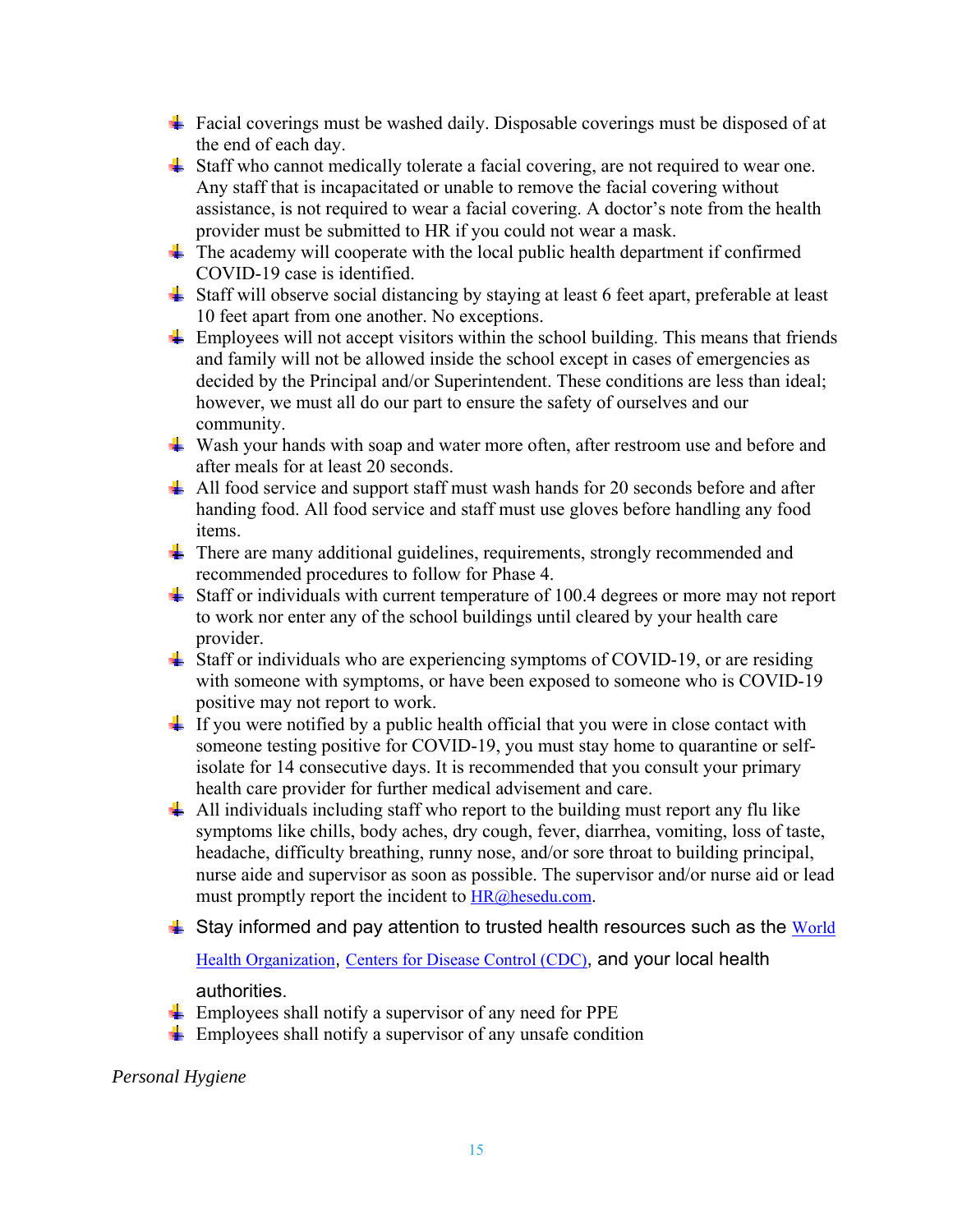- Facial coverings must be washed daily. Disposable coverings must be disposed of at the end of each day.
- Staff who cannot medically tolerate a facial covering, are not required to wear one. Any staff that is incapacitated or unable to remove the facial covering without assistance, is not required to wear a facial covering. A doctor's note from the health provider must be submitted to HR if you could not wear a mask.
- The academy will cooperate with the local public health department if confirmed COVID-19 case is identified.
- Staff will observe social distancing by staying at least 6 feet apart, preferable at least 10 feet apart from one another. No exceptions.
- Employees will not accept visitors within the school building. This means that friends and family will not be allowed inside the school except in cases of emergencies as decided by the Principal and/or Superintendent. These conditions are less than ideal; however, we must all do our part to ensure the safety of ourselves and our community.
- Wash your hands with soap and water more often, after restroom use and before and after meals for at least 20 seconds.
- All food service and support staff must wash hands for 20 seconds before and after handing food. All food service and staff must use gloves before handling any food items.
- There are many additional guidelines, requirements, strongly recommended and recommended procedures to follow for Phase 4.
- Staff or individuals with current temperature of 100.4 degrees or more may not report to work nor enter any of the school buildings until cleared by your health care provider.
- Staff or individuals who are experiencing symptoms of COVID-19, or are residing with someone with symptoms, or have been exposed to someone who is COVID-19 positive may not report to work.
- If you were notified by a public health official that you were in close contact with someone testing positive for COVID-19, you must stay home to quarantine or self-isolate for 14 consecutive days. It is recommended that you consult your primary health care provider for further medical advisement and care.
- All individuals including staff who report to the building must report any flu like symptoms like chills, body aches, dry cough, fever, diarrhea, vomiting, loss of taste, headache, difficulty breathing, runny nose, and/or sore throat to building principal, nurse aide and supervisor as soon as possible. The supervisor and/or nurse aid or lead must promptly report the incident to HR@hesedu.com.
- Stay informed and pay attention to trusted health resources such as the World Health Organization, Centers for Disease Control (CDC), and your local health authorities.
- Employees shall notify a supervisor of any need for PPE
- Employees shall notify a supervisor of any unsafe condition

*Personal Hygiene*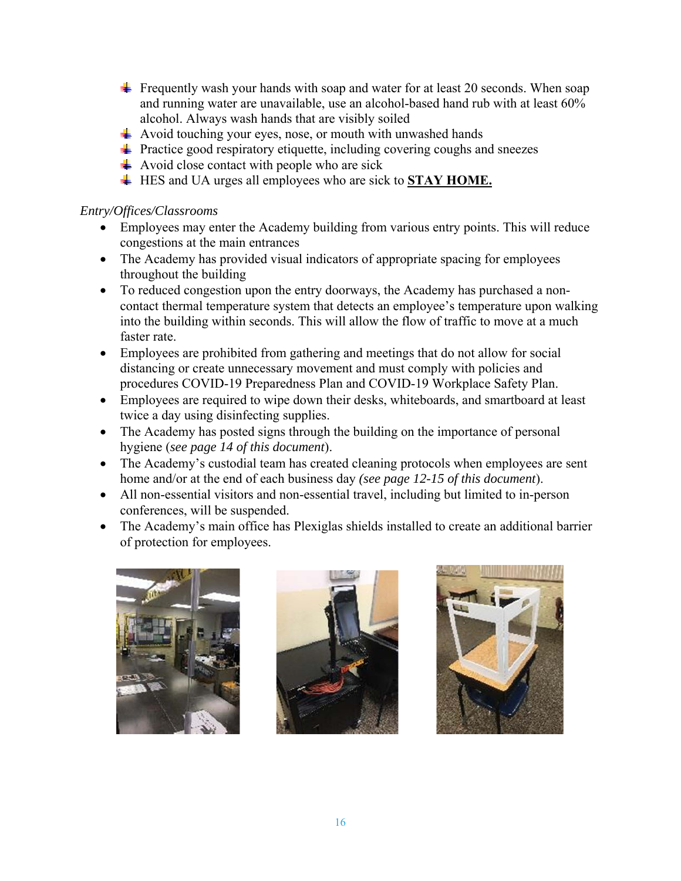- Frequently wash your hands with soap and water for at least 20 seconds. When soap and running water are unavailable, use an alcohol-based hand rub with at least 60% alcohol. Always wash hands that are visibly soiled
- Avoid touching your eyes, nose, or mouth with unwashed hands
- Practice good respiratory etiquette, including covering coughs and sneezes
- Avoid close contact with people who are sick
- HES and UA urges all employees who are sick to **STAY HOME.**

*Entry/Offices/Classrooms*

- Employees may enter the Academy building from various entry points. This will reduce congestions at the main entrances
- The Academy has provided visual indicators of appropriate spacing for employees throughout the building
- To reduced congestion upon the entry doorways, the Academy has purchased a non-contact thermal temperature system that detects an employee's temperature upon walking into the building within seconds. This will allow the flow of traffic to move at a much faster rate.
- Employees are prohibited from gathering and meetings that do not allow for social distancing or create unnecessary movement and must comply with policies and procedures COVID-19 Preparedness Plan and COVID-19 Workplace Safety Plan.
- Employees are required to wipe down their desks, whiteboards, and smartboard at least twice a day using disinfecting supplies.
- The Academy has posted signs through the building on the importance of personal hygiene (*see page 14 of this document*).
- The Academy's custodial team has created cleaning protocols when employees are sent home and/or at the end of each business day *(see page 12-15 of this document*).
- All non-essential visitors and non-essential travel, including but limited to in-person conferences, will be suspended.
- The Academy's main office has Plexiglas shields installed to create an additional barrier of protection for employees.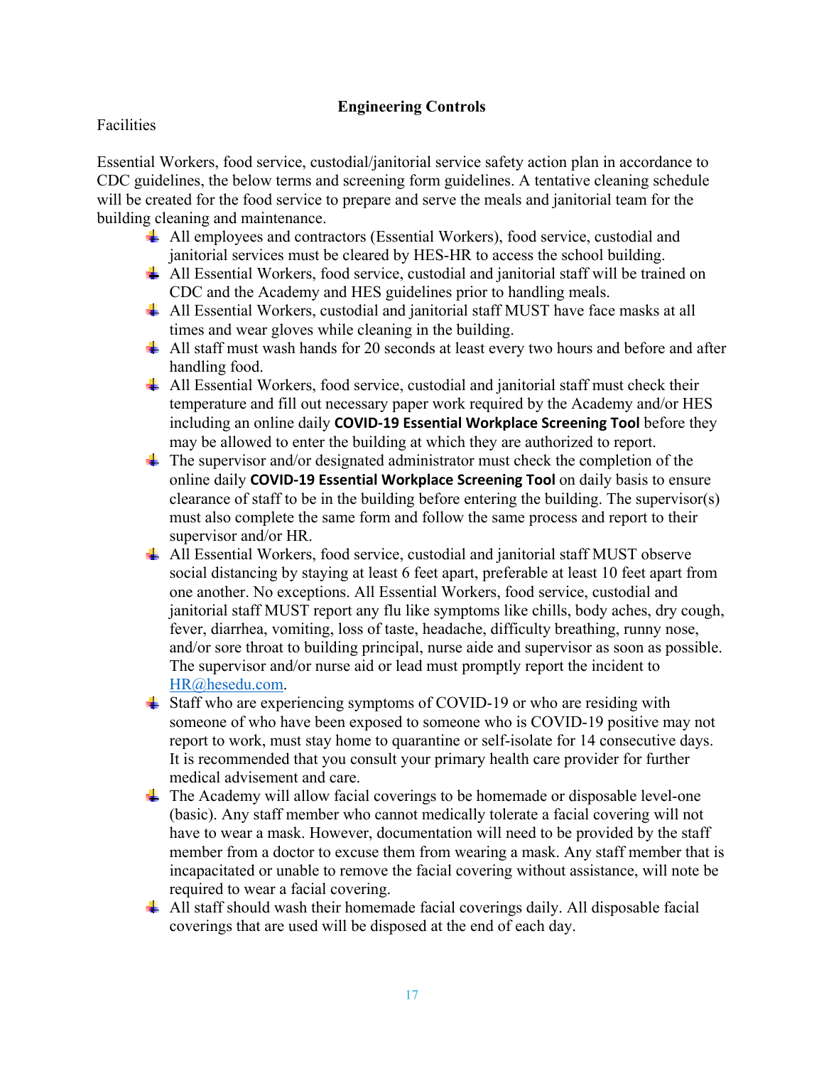## Engineering Controls

Facilities

Essential Workers, food service, custodial/janitorial service safety action plan in accordance to CDC guidelines, the below terms and screening form guidelines. A tentative cleaning schedule will be created for the food service to prepare and serve the meals and janitorial team for the building cleaning and maintenance.

- All employees and contractors (Essential Workers), food service, custodial and janitorial services must be cleared by HES-HR to access the school building.
- All Essential Workers, food service, custodial and janitorial staff will be trained on CDC and the Academy and HES guidelines prior to handling meals.
- All Essential Workers, custodial and janitorial staff MUST have face masks at all times and wear gloves while cleaning in the building.
- All staff must wash hands for 20 seconds at least every two hours and before and after handling food.
- All Essential Workers, food service, custodial and janitorial staff must check their temperature and fill out necessary paper work required by the Academy and/or HES including an online daily **COVID-19 Essential Workplace Screening Tool** before they may be allowed to enter the building at which they are authorized to report.
- The supervisor and/or designated administrator must check the completion of the online daily **COVID-19 Essential Workplace Screening Tool** on daily basis to ensure clearance of staff to be in the building before entering the building. The supervisor(s) must also complete the same form and follow the same process and report to their supervisor and/or HR.
- All Essential Workers, food service, custodial and janitorial staff MUST observe social distancing by staying at least 6 feet apart, preferable at least 10 feet apart from one another. No exceptions. All Essential Workers, food service, custodial and janitorial staff MUST report any flu like symptoms like chills, body aches, dry cough, fever, diarrhea, vomiting, loss of taste, headache, difficulty breathing, runny nose, and/or sore throat to building principal, nurse aide and supervisor as soon as possible. The supervisor and/or nurse aid or lead must promptly report the incident to HR@hesedu.com.
- Staff who are experiencing symptoms of COVID-19 or who are residing with someone of who have been exposed to someone who is COVID-19 positive may not report to work, must stay home to quarantine or self-isolate for 14 consecutive days. It is recommended that you consult your primary health care provider for further medical advisement and care.
- The Academy will allow facial coverings to be homemade or disposable level-one (basic). Any staff member who cannot medically tolerate a facial covering will not have to wear a mask. However, documentation will need to be provided by the staff member from a doctor to excuse them from wearing a mask. Any staff member that is incapacitated or unable to remove the facial covering without assistance, will note be required to wear a facial covering.
- All staff should wash their homemade facial coverings daily. All disposable facial coverings that are used will be disposed at the end of each day.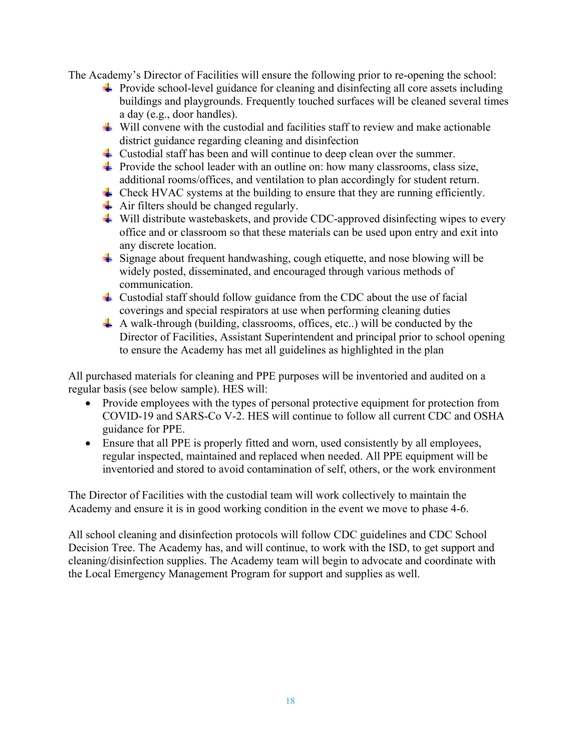The Academy's Director of Facilities will ensure the following prior to re-opening the school:

- Provide school-level guidance for cleaning and disinfecting all core assets including buildings and playgrounds. Frequently touched surfaces will be cleaned several times a day (e.g., door handles).
- Will convene with the custodial and facilities staff to review and make actionable district guidance regarding cleaning and disinfection
- Custodial staff has been and will continue to deep clean over the summer.
- Provide the school leader with an outline on: how many classrooms, class size, additional rooms/offices, and ventilation to plan accordingly for student return.
- Check HVAC systems at the building to ensure that they are running efficiently.
- Air filters should be changed regularly.
- Will distribute wastebaskets, and provide CDC-approved disinfecting wipes to every office and or classroom so that these materials can be used upon entry and exit into any discrete location.
- Signage about frequent handwashing, cough etiquette, and nose blowing will be widely posted, disseminated, and encouraged through various methods of communication.
- Custodial staff should follow guidance from the CDC about the use of facial coverings and special respirators at use when performing cleaning duties
- A walk-through (building, classrooms, offices, etc..) will be conducted by the Director of Facilities, Assistant Superintendent and principal prior to school opening to ensure the Academy has met all guidelines as highlighted in the plan

All purchased materials for cleaning and PPE purposes will be inventoried and audited on a regular basis (see below sample). HES will:

- Provide employees with the types of personal protective equipment for protection from COVID-19 and SARS-Co V-2. HES will continue to follow all current CDC and OSHA guidance for PPE.
- Ensure that all PPE is properly fitted and worn, used consistently by all employees, regular inspected, maintained and replaced when needed. All PPE equipment will be inventoried and stored to avoid contamination of self, others, or the work environment

The Director of Facilities with the custodial team will work collectively to maintain the Academy and ensure it is in good working condition in the event we move to phase 4-6.

All school cleaning and disinfection protocols will follow CDC guidelines and CDC School Decision Tree. The Academy has, and will continue, to work with the ISD, to get support and cleaning/disinfection supplies. The Academy team will begin to advocate and coordinate with the Local Emergency Management Program for support and supplies as well.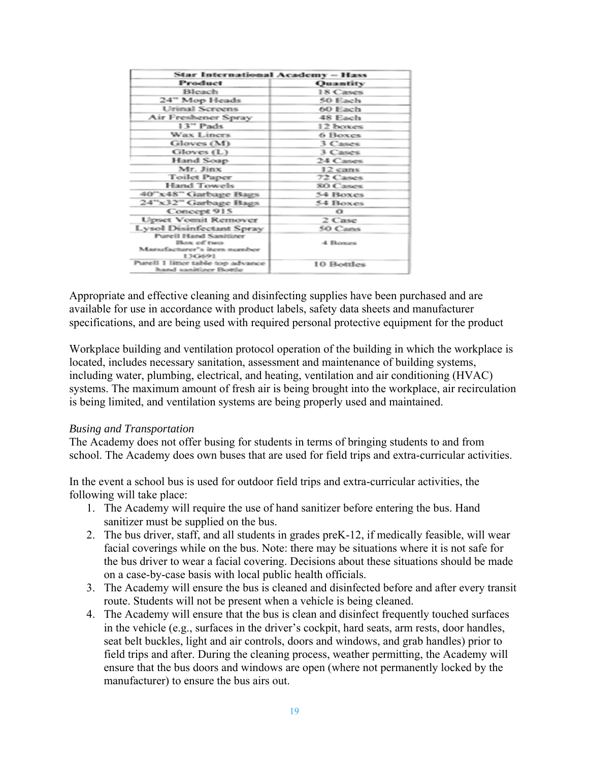| Star International Academy – Hass | |
|---|---|
| **Product** | **Quantity** |
| Bleach | 18 Cases |
| 24" Mop Heads | 50 Each |
| Urinal Screens | 60 Each |
| Air Freshener Spray | 48 Each |
| 13" Pads | 12 boxes |
| Wax Liners | 6 Boxes |
| Gloves (M) | 3 Cases |
| Gloves (L) | 3 Cases |
| Hand Soap | 24 Cases |
| Mr. Jinx | 12 cans |
| Toilet Paper | 72 Cases |
| Hand Towels | 80 Cases |
| 40"x48" Garbage Bags | 54 Boxes |
| 24"x32" Garbage Bags | 54 Boxes |
| Concept 915 | 0 |
| Upset Vomit Remover | 2 Case |
| Lysol Disinfectant Spray | 50 Cans |
| Purell Hand Sanitizer Box of two Manufacturer's item number 13G691 | 4 Boxes |
| Purell 1 liter table top advance hand sanitizer Bottle | 10 Bottles |

Appropriate and effective cleaning and disinfecting supplies have been purchased and are available for use in accordance with product labels, safety data sheets and manufacturer specifications, and are being used with required personal protective equipment for the product

Workplace building and ventilation protocol operation of the building in which the workplace is located, includes necessary sanitation, assessment and maintenance of building systems, including water, plumbing, electrical, and heating, ventilation and air conditioning (HVAC) systems. The maximum amount of fresh air is being brought into the workplace, air recirculation is being limited, and ventilation systems are being properly used and maintained.

*Busing and Transportation*

The Academy does not offer busing for students in terms of bringing students to and from school. The Academy does own buses that are used for field trips and extra-curricular activities.

In the event a school bus is used for outdoor field trips and extra-curricular activities, the following will take place:

1. The Academy will require the use of hand sanitizer before entering the bus. Hand sanitizer must be supplied on the bus.
2. The bus driver, staff, and all students in grades preK-12, if medically feasible, will wear facial coverings while on the bus. Note: there may be situations where it is not safe for the bus driver to wear a facial covering. Decisions about these situations should be made on a case-by-case basis with local public health officials.
3. The Academy will ensure the bus is cleaned and disinfected before and after every transit route. Students will not be present when a vehicle is being cleaned.
4. The Academy will ensure that the bus is clean and disinfect frequently touched surfaces in the vehicle (e.g., surfaces in the driver's cockpit, hard seats, arm rests, door handles, seat belt buckles, light and air controls, doors and windows, and grab handles) prior to field trips and after. During the cleaning process, weather permitting, the Academy will ensure that the bus doors and windows are open (where not permanently locked by the manufacturer) to ensure the bus airs out.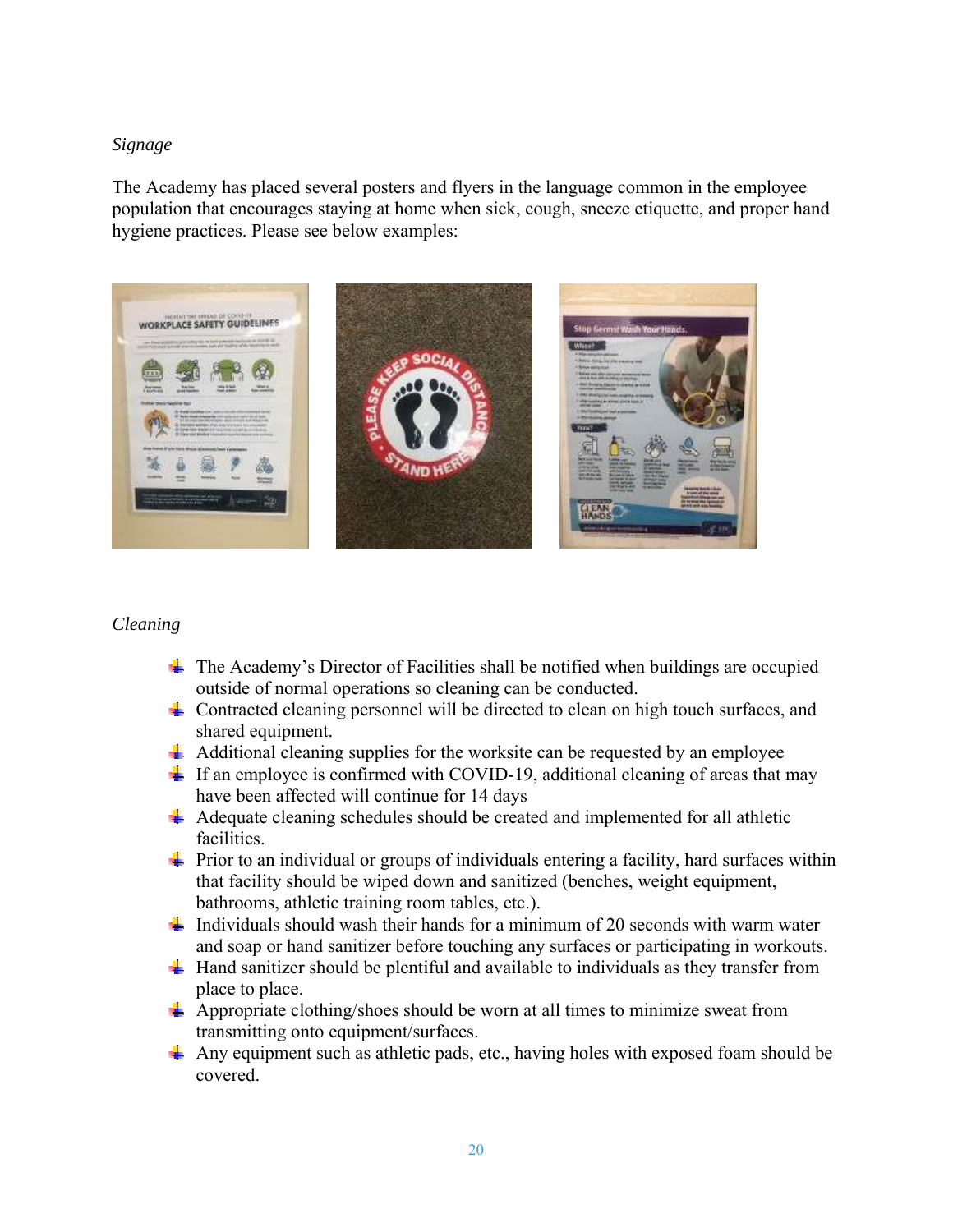*Signage*

The Academy has placed several posters and flyers in the language common in the employee population that encourages staying at home when sick, cough, sneeze etiquette, and proper hand hygiene practices. Please see below examples:

*Cleaning*

- The Academy's Director of Facilities shall be notified when buildings are occupied outside of normal operations so cleaning can be conducted.
- Contracted cleaning personnel will be directed to clean on high touch surfaces, and shared equipment.
- Additional cleaning supplies for the worksite can be requested by an employee
- If an employee is confirmed with COVID-19, additional cleaning of areas that may have been affected will continue for 14 days
- Adequate cleaning schedules should be created and implemented for all athletic facilities.
- Prior to an individual or groups of individuals entering a facility, hard surfaces within that facility should be wiped down and sanitized (benches, weight equipment, bathrooms, athletic training room tables, etc.).
- Individuals should wash their hands for a minimum of 20 seconds with warm water and soap or hand sanitizer before touching any surfaces or participating in workouts.
- Hand sanitizer should be plentiful and available to individuals as they transfer from place to place.
- Appropriate clothing/shoes should be worn at all times to minimize sweat from transmitting onto equipment/surfaces.
- Any equipment such as athletic pads, etc., having holes with exposed foam should be covered.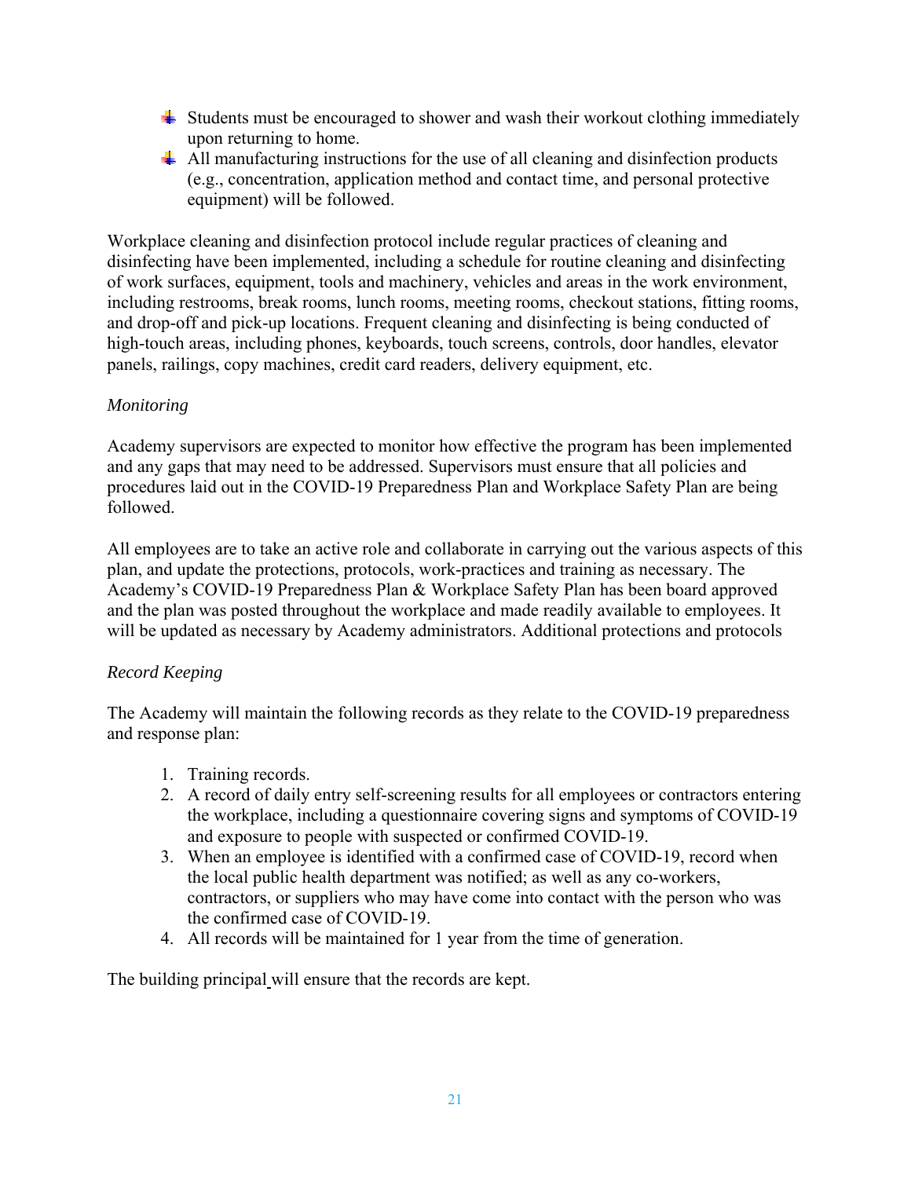- Students must be encouraged to shower and wash their workout clothing immediately upon returning to home.
- All manufacturing instructions for the use of all cleaning and disinfection products (e.g., concentration, application method and contact time, and personal protective equipment) will be followed.

Workplace cleaning and disinfection protocol include regular practices of cleaning and disinfecting have been implemented, including a schedule for routine cleaning and disinfecting of work surfaces, equipment, tools and machinery, vehicles and areas in the work environment, including restrooms, break rooms, lunch rooms, meeting rooms, checkout stations, fitting rooms, and drop-off and pick-up locations. Frequent cleaning and disinfecting is being conducted of high-touch areas, including phones, keyboards, touch screens, controls, door handles, elevator panels, railings, copy machines, credit card readers, delivery equipment, etc.

*Monitoring*

Academy supervisors are expected to monitor how effective the program has been implemented and any gaps that may need to be addressed. Supervisors must ensure that all policies and procedures laid out in the COVID-19 Preparedness Plan and Workplace Safety Plan are being followed.

All employees are to take an active role and collaborate in carrying out the various aspects of this plan, and update the protections, protocols, work-practices and training as necessary. The Academy's COVID-19 Preparedness Plan & Workplace Safety Plan has been board approved and the plan was posted throughout the workplace and made readily available to employees. It will be updated as necessary by Academy administrators. Additional protections and protocols

*Record Keeping*

The Academy will maintain the following records as they relate to the COVID-19 preparedness and response plan:

1. Training records.
2. A record of daily entry self-screening results for all employees or contractors entering the workplace, including a questionnaire covering signs and symptoms of COVID-19 and exposure to people with suspected or confirmed COVID-19.
3. When an employee is identified with a confirmed case of COVID-19, record when the local public health department was notified; as well as any co-workers, contractors, or suppliers who may have come into contact with the person who was the confirmed case of COVID-19.
4. All records will be maintained for 1 year from the time of generation.

The building principal will ensure that the records are kept.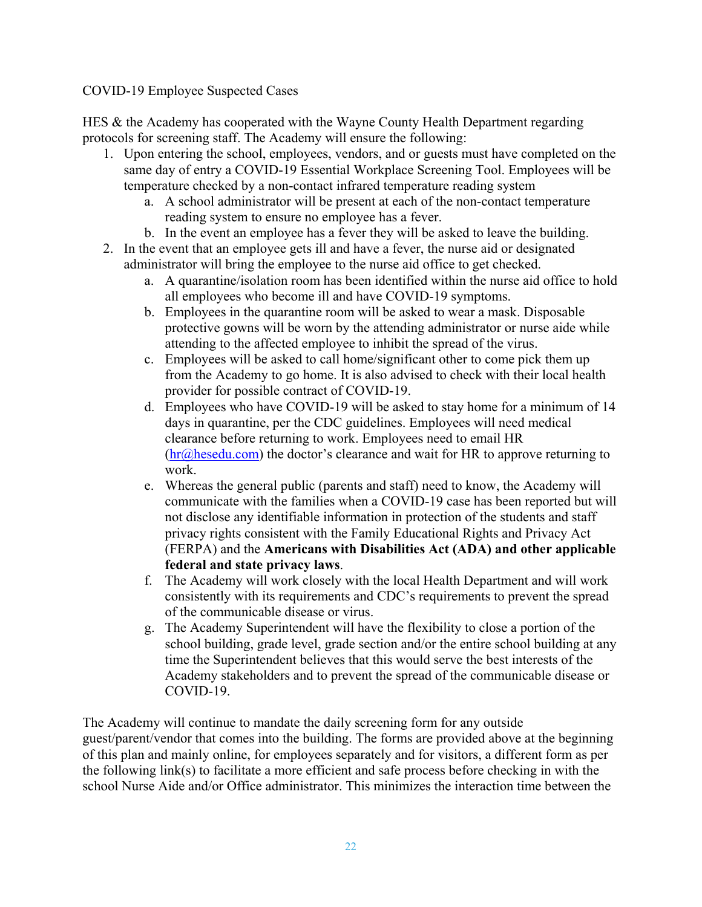COVID-19 Employee Suspected Cases

HES & the Academy has cooperated with the Wayne County Health Department regarding protocols for screening staff. The Academy will ensure the following:

1. Upon entering the school, employees, vendors, and or guests must have completed on the same day of entry a COVID-19 Essential Workplace Screening Tool. Employees will be temperature checked by a non-contact infrared temperature reading system
   a. A school administrator will be present at each of the non-contact temperature reading system to ensure no employee has a fever.
   b. In the event an employee has a fever they will be asked to leave the building.
2. In the event that an employee gets ill and have a fever, the nurse aid or designated administrator will bring the employee to the nurse aid office to get checked.
   a. A quarantine/isolation room has been identified within the nurse aid office to hold all employees who become ill and have COVID-19 symptoms.
   b. Employees in the quarantine room will be asked to wear a mask. Disposable protective gowns will be worn by the attending administrator or nurse aide while attending to the affected employee to inhibit the spread of the virus.
   c. Employees will be asked to call home/significant other to come pick them up from the Academy to go home. It is also advised to check with their local health provider for possible contract of COVID-19.
   d. Employees who have COVID-19 will be asked to stay home for a minimum of 14 days in quarantine, per the CDC guidelines. Employees will need medical clearance before returning to work. Employees need to email HR (hr@hesedu.com) the doctor's clearance and wait for HR to approve returning to work.
   e. Whereas the general public (parents and staff) need to know, the Academy will communicate with the families when a COVID-19 case has been reported but will not disclose any identifiable information in protection of the students and staff privacy rights consistent with the Family Educational Rights and Privacy Act (FERPA) and the **Americans with Disabilities Act (ADA) and other applicable federal and state privacy laws**.
   f. The Academy will work closely with the local Health Department and will work consistently with its requirements and CDC's requirements to prevent the spread of the communicable disease or virus.
   g. The Academy Superintendent will have the flexibility to close a portion of the school building, grade level, grade section and/or the entire school building at any time the Superintendent believes that this would serve the best interests of the Academy stakeholders and to prevent the spread of the communicable disease or COVID-19.

The Academy will continue to mandate the daily screening form for any outside guest/parent/vendor that comes into the building. The forms are provided above at the beginning of this plan and mainly online, for employees separately and for visitors, a different form as per the following link(s) to facilitate a more efficient and safe process before checking in with the school Nurse Aide and/or Office administrator. This minimizes the interaction time between the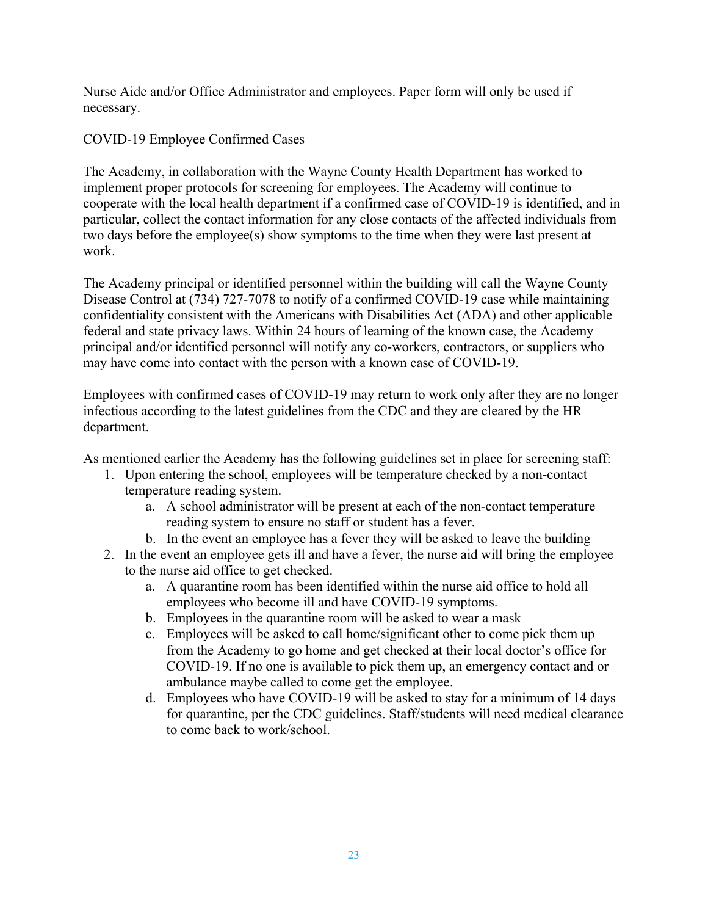Nurse Aide and/or Office Administrator and employees. Paper form will only be used if necessary.

COVID-19 Employee Confirmed Cases

The Academy, in collaboration with the Wayne County Health Department has worked to implement proper protocols for screening for employees. The Academy will continue to cooperate with the local health department if a confirmed case of COVID-19 is identified, and in particular, collect the contact information for any close contacts of the affected individuals from two days before the employee(s) show symptoms to the time when they were last present at work.

The Academy principal or identified personnel within the building will call the Wayne County Disease Control at (734) 727-7078 to notify of a confirmed COVID-19 case while maintaining confidentiality consistent with the Americans with Disabilities Act (ADA) and other applicable federal and state privacy laws. Within 24 hours of learning of the known case, the Academy principal and/or identified personnel will notify any co-workers, contractors, or suppliers who may have come into contact with the person with a known case of COVID-19.

Employees with confirmed cases of COVID-19 may return to work only after they are no longer infectious according to the latest guidelines from the CDC and they are cleared by the HR department.

As mentioned earlier the Academy has the following guidelines set in place for screening staff:

1. Upon entering the school, employees will be temperature checked by a non-contact temperature reading system.
   a. A school administrator will be present at each of the non-contact temperature reading system to ensure no staff or student has a fever.
   b. In the event an employee has a fever they will be asked to leave the building
2. In the event an employee gets ill and have a fever, the nurse aid will bring the employee to the nurse aid office to get checked.
   a. A quarantine room has been identified within the nurse aid office to hold all employees who become ill and have COVID-19 symptoms.
   b. Employees in the quarantine room will be asked to wear a mask
   c. Employees will be asked to call home/significant other to come pick them up from the Academy to go home and get checked at their local doctor's office for COVID-19. If no one is available to pick them up, an emergency contact and or ambulance maybe called to come get the employee.
   d. Employees who have COVID-19 will be asked to stay for a minimum of 14 days for quarantine, per the CDC guidelines. Staff/students will need medical clearance to come back to work/school.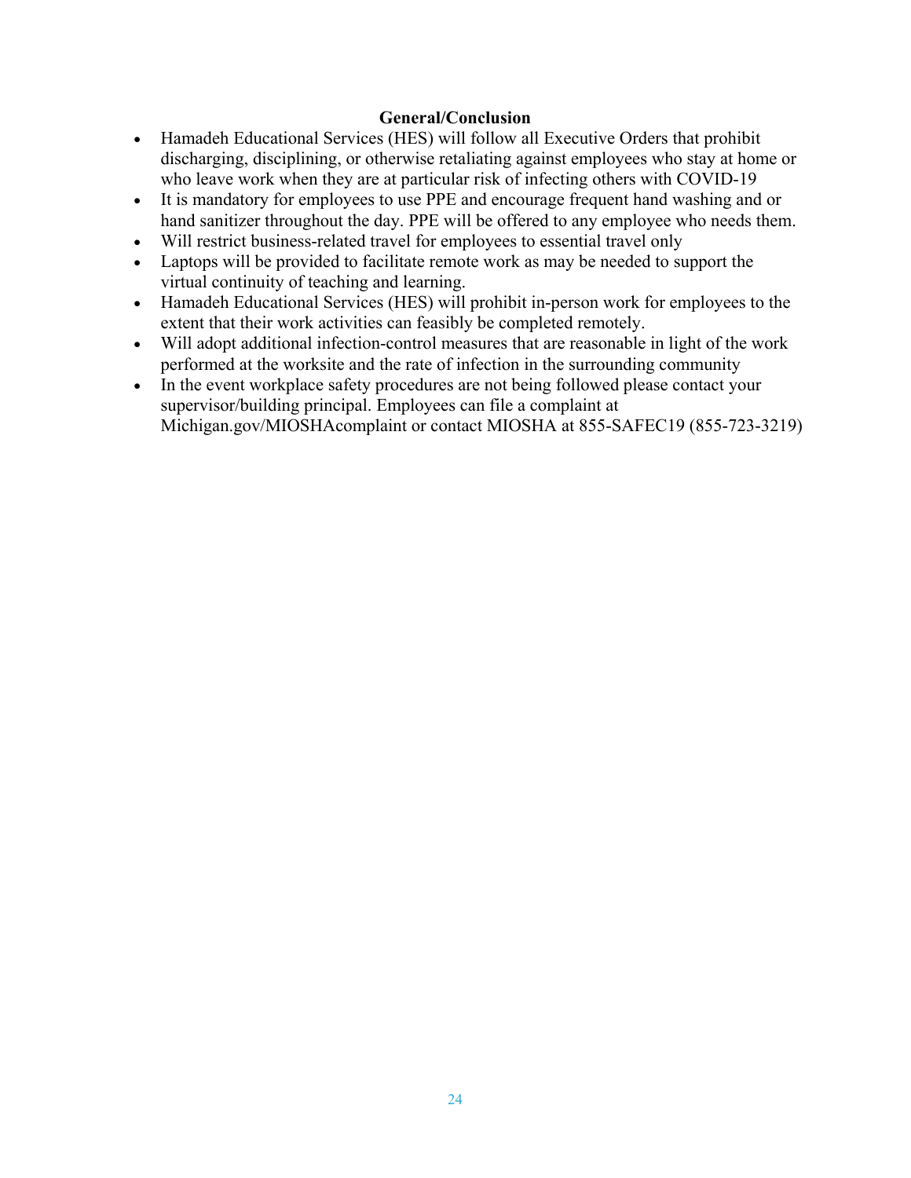## General/Conclusion

- Hamadeh Educational Services (HES) will follow all Executive Orders that prohibit discharging, disciplining, or otherwise retaliating against employees who stay at home or who leave work when they are at particular risk of infecting others with COVID-19
- It is mandatory for employees to use PPE and encourage frequent hand washing and or hand sanitizer throughout the day. PPE will be offered to any employee who needs them.
- Will restrict business-related travel for employees to essential travel only
- Laptops will be provided to facilitate remote work as may be needed to support the virtual continuity of teaching and learning.
- Hamadeh Educational Services (HES) will prohibit in-person work for employees to the extent that their work activities can feasibly be completed remotely.
- Will adopt additional infection-control measures that are reasonable in light of the work performed at the worksite and the rate of infection in the surrounding community
- In the event workplace safety procedures are not being followed please contact your supervisor/building principal. Employees can file a complaint at Michigan.gov/MIOSHAcomplaint or contact MIOSHA at 855-SAFEC19 (855-723-3219)